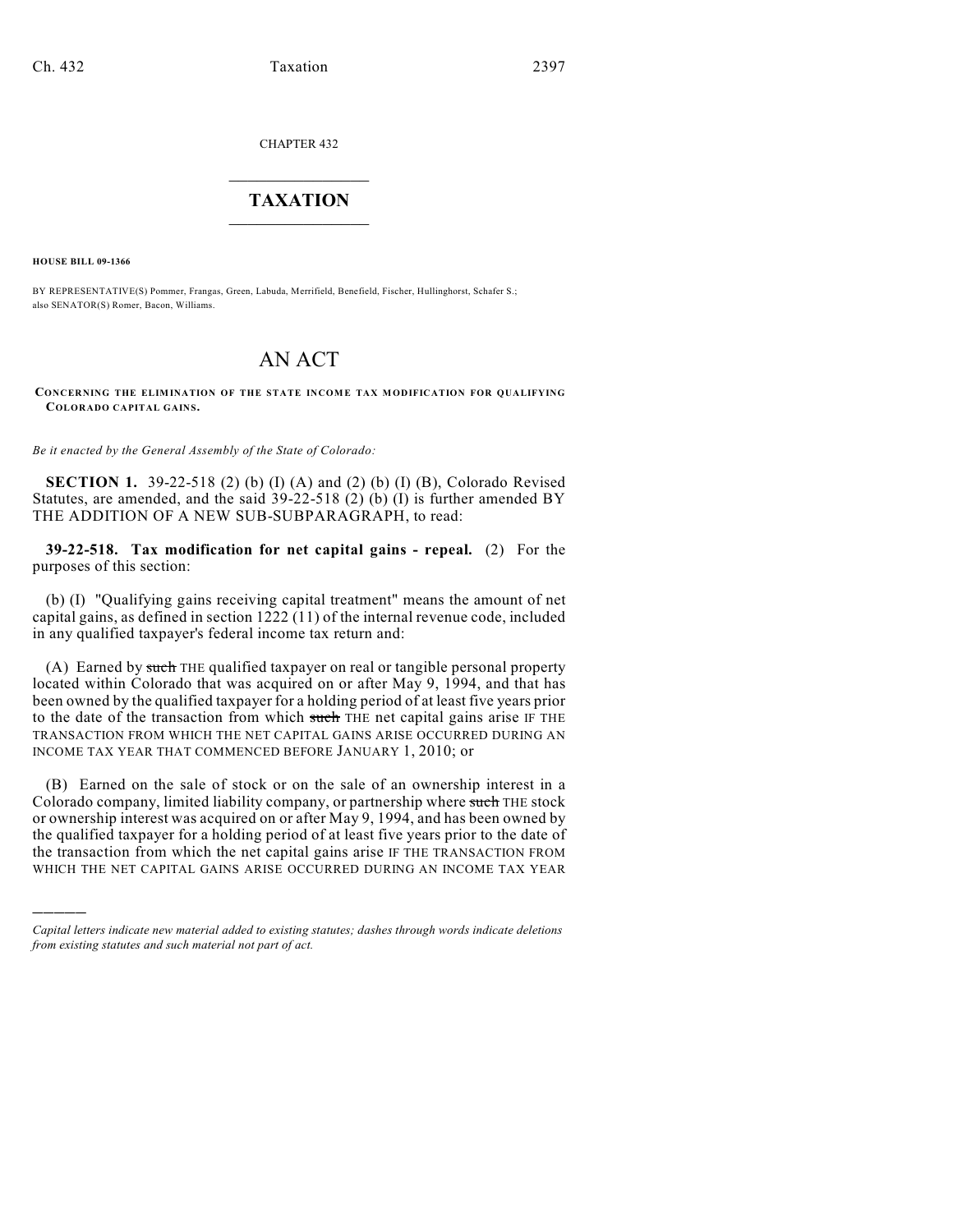CHAPTER 432

# TAXATION

**HOUSE BILL 09-1366**

BY REPRESENTATIVE(S) Pommer, Frangas, Green, Labuda, Merrifield, Benefield, Fischer, Hullinghorst, Schafer S.; also SENATOR(S) Romer, Bacon, Williams.

# AN ACT

**CONCERNING THE ELIMINATION OF THE STATE INCOME TAX MODIFICATION FOR QUALIFYING COLORADO CAPITAL GAINS.**

*Be it enacted by the General Assembly of the State of Colorado:*

**SECTION 1.** 39-22-518 (2) (b) (I) (A) and (2) (b) (I) (B), Colorado Revised Statutes, are amended, and the said 39-22-518 (2) (b) (I) is further amended BY THE ADDITION OF A NEW SUB-SUBPARAGRAPH, to read:

**39-22-518. Tax modification for net capital gains - repeal.** (2) For the purposes of this section:

(b) (I) "Qualifying gains receiving capital treatment" means the amount of net capital gains, as defined in section 1222 (11) of the internal revenue code, included in any qualified taxpayer's federal income tax return and:

(A) Earned by ~~such~~ THE qualified taxpayer on real or tangible personal property located within Colorado that was acquired on or after May 9, 1994, and that has been owned by the qualified taxpayer for a holding period of at least five years prior to the date of the transaction from which ~~such~~ THE net capital gains arise IF THE TRANSACTION FROM WHICH THE NET CAPITAL GAINS ARISE OCCURRED DURING AN INCOME TAX YEAR THAT COMMENCED BEFORE JANUARY 1, 2010; or

(B) Earned on the sale of stock or on the sale of an ownership interest in a Colorado company, limited liability company, or partnership where ~~such~~ THE stock or ownership interest was acquired on or after May 9, 1994, and has been owned by the qualified taxpayer for a holding period of at least five years prior to the date of the transaction from which the net capital gains arise IF THE TRANSACTION FROM WHICH THE NET CAPITAL GAINS ARISE OCCURRED DURING AN INCOME TAX YEAR

---

*Capital letters indicate new material added to existing statutes; dashes through words indicate deletions from existing statutes and such material not part of act.*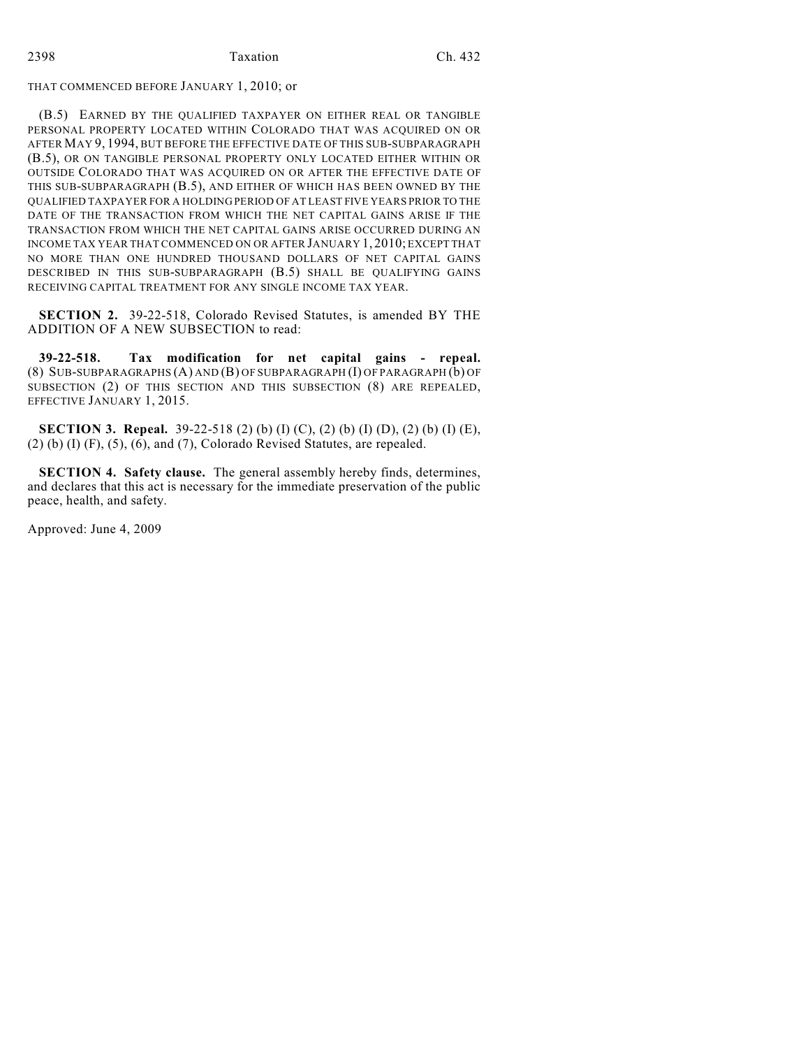THAT COMMENCED BEFORE JANUARY 1, 2010; or

(B.5) EARNED BY THE QUALIFIED TAXPAYER ON EITHER REAL OR TANGIBLE PERSONAL PROPERTY LOCATED WITHIN COLORADO THAT WAS ACQUIRED ON OR AFTER MAY 9, 1994, BUT BEFORE THE EFFECTIVE DATE OF THIS SUB-SUBPARAGRAPH (B.5), OR ON TANGIBLE PERSONAL PROPERTY ONLY LOCATED EITHER WITHIN OR OUTSIDE COLORADO THAT WAS ACQUIRED ON OR AFTER THE EFFECTIVE DATE OF THIS SUB-SUBPARAGRAPH (B.5), AND EITHER OF WHICH HAS BEEN OWNED BY THE QUALIFIED TAXPAYER FOR A HOLDING PERIOD OF AT LEAST FIVE YEARS PRIOR TO THE DATE OF THE TRANSACTION FROM WHICH THE NET CAPITAL GAINS ARISE IF THE TRANSACTION FROM WHICH THE NET CAPITAL GAINS ARISE OCCURRED DURING AN INCOME TAX YEAR THAT COMMENCED ON OR AFTER JANUARY 1, 2010; EXCEPT THAT NO MORE THAN ONE HUNDRED THOUSAND DOLLARS OF NET CAPITAL GAINS DESCRIBED IN THIS SUB-SUBPARAGRAPH (B.5) SHALL BE QUALIFYING GAINS RECEIVING CAPITAL TREATMENT FOR ANY SINGLE INCOME TAX YEAR.

**SECTION 2.** 39-22-518, Colorado Revised Statutes, is amended BY THE ADDITION OF A NEW SUBSECTION to read:

**39-22-518. Tax modification for net capital gains - repeal.** (8) SUB-SUBPARAGRAPHS (A) AND (B) OF SUBPARAGRAPH (I) OF PARAGRAPH (b) OF SUBSECTION (2) OF THIS SECTION AND THIS SUBSECTION (8) ARE REPEALED, EFFECTIVE JANUARY 1, 2015.

**SECTION 3. Repeal.** 39-22-518 (2) (b) (I) (C), (2) (b) (I) (D), (2) (b) (I) (E), (2) (b) (I) (F), (5), (6), and (7), Colorado Revised Statutes, are repealed.

**SECTION 4. Safety clause.** The general assembly hereby finds, determines, and declares that this act is necessary for the immediate preservation of the public peace, health, and safety.

Approved: June 4, 2009